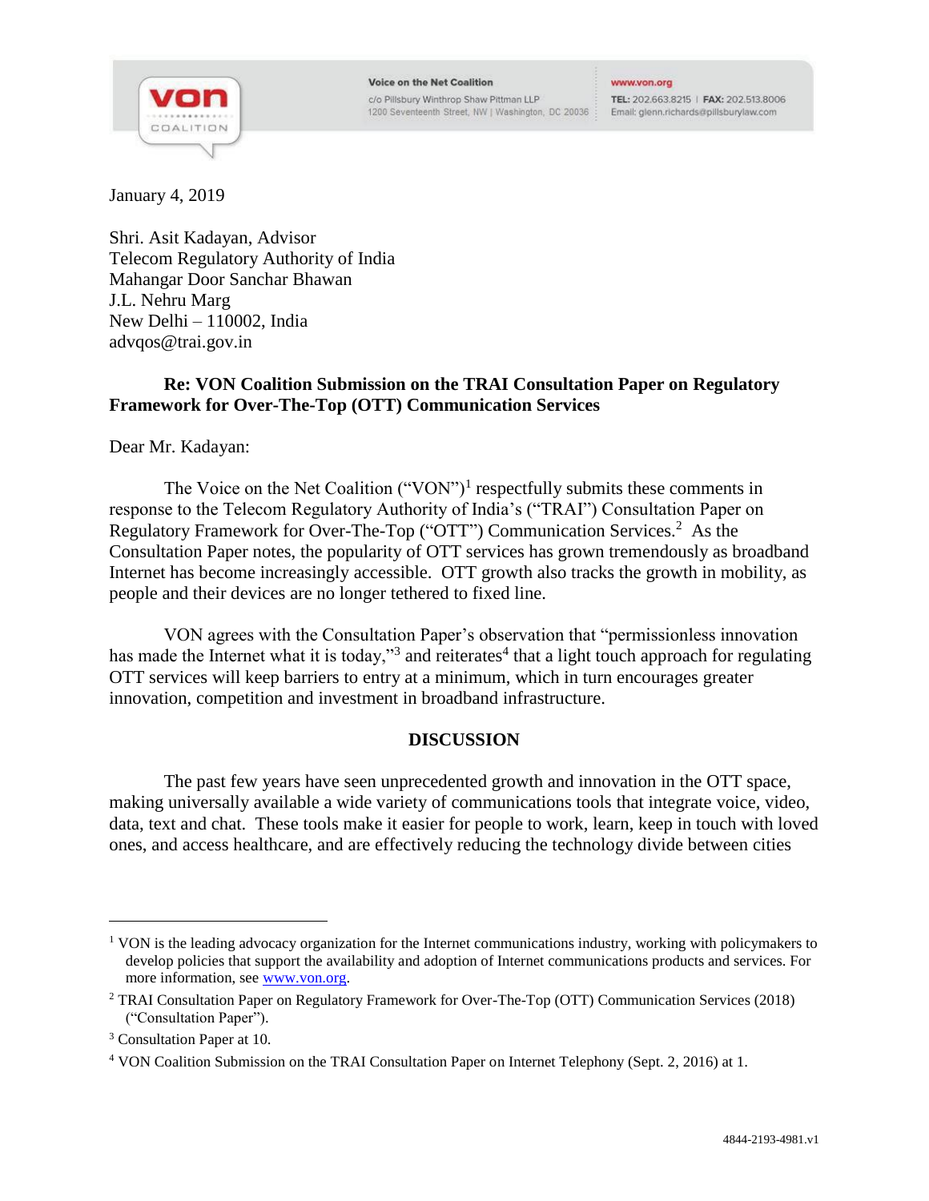Voice on the Net Coalition
c/o Pillsbury Winthrop Shaw Pittman LLP
1200 Seventeenth Street, NW | Washington, DC 20036

www.von.org
TEL: 202.663.8215 | FAX: 202.513.8006
Email: glenn.richards@pillsburylaw.com

January 4, 2019

Shri. Asit Kadayan, Advisor
Telecom Regulatory Authority of India
Mahangar Door Sanchar Bhawan
J.L. Nehru Marg
New Delhi – 110002, India
advqos@trai.gov.in

**Re: VON Coalition Submission on the TRAI Consultation Paper on Regulatory Framework for Over-The-Top (OTT) Communication Services**

Dear Mr. Kadayan:

The Voice on the Net Coalition ("VON")[1] respectfully submits these comments in response to the Telecom Regulatory Authority of India's ("TRAI") Consultation Paper on Regulatory Framework for Over-The-Top ("OTT") Communication Services.[2] As the Consultation Paper notes, the popularity of OTT services has grown tremendously as broadband Internet has become increasingly accessible. OTT growth also tracks the growth in mobility, as people and their devices are no longer tethered to fixed line.

VON agrees with the Consultation Paper's observation that "permissionless innovation has made the Internet what it is today,"[3] and reiterates[4] that a light touch approach for regulating OTT services will keep barriers to entry at a minimum, which in turn encourages greater innovation, competition and investment in broadband infrastructure.

## DISCUSSION

The past few years have seen unprecedented growth and innovation in the OTT space, making universally available a wide variety of communications tools that integrate voice, video, data, text and chat. These tools make it easier for people to work, learn, keep in touch with loved ones, and access healthcare, and are effectively reducing the technology divide between cities

---

[1] VON is the leading advocacy organization for the Internet communications industry, working with policymakers to develop policies that support the availability and adoption of Internet communications products and services. For more information, see www.von.org.

[2] TRAI Consultation Paper on Regulatory Framework for Over-The-Top (OTT) Communication Services (2018) ("Consultation Paper").

[3] Consultation Paper at 10.

[4] VON Coalition Submission on the TRAI Consultation Paper on Internet Telephony (Sept. 2, 2016) at 1.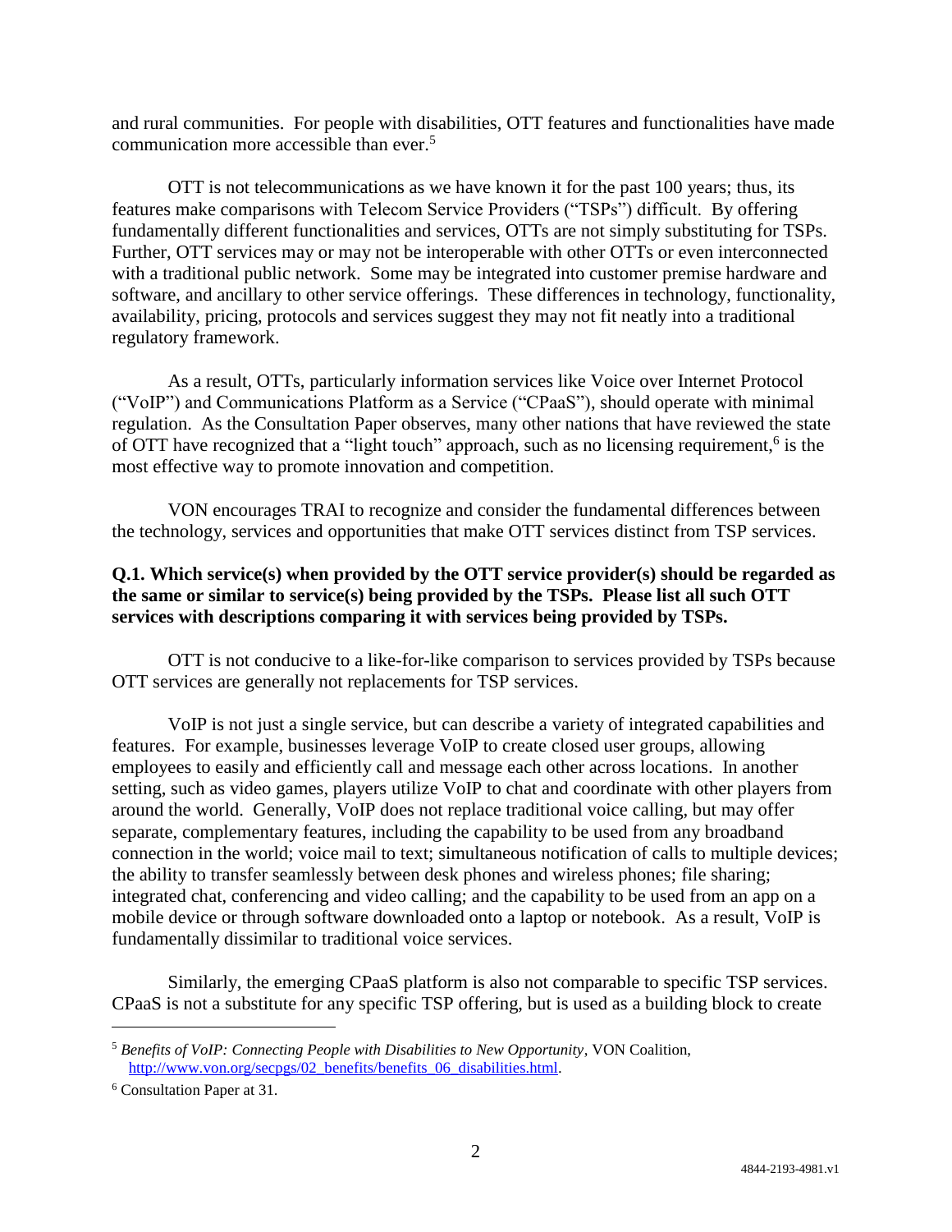and rural communities. For people with disabilities, OTT features and functionalities have made communication more accessible than ever.[5]

OTT is not telecommunications as we have known it for the past 100 years; thus, its features make comparisons with Telecom Service Providers ("TSPs") difficult. By offering fundamentally different functionalities and services, OTTs are not simply substituting for TSPs. Further, OTT services may or may not be interoperable with other OTTs or even interconnected with a traditional public network. Some may be integrated into customer premise hardware and software, and ancillary to other service offerings. These differences in technology, functionality, availability, pricing, protocols and services suggest they may not fit neatly into a traditional regulatory framework.

As a result, OTTs, particularly information services like Voice over Internet Protocol ("VoIP") and Communications Platform as a Service ("CPaaS"), should operate with minimal regulation. As the Consultation Paper observes, many other nations that have reviewed the state of OTT have recognized that a "light touch" approach, such as no licensing requirement,[6] is the most effective way to promote innovation and competition.

VON encourages TRAI to recognize and consider the fundamental differences between the technology, services and opportunities that make OTT services distinct from TSP services.

**Q.1. Which service(s) when provided by the OTT service provider(s) should be regarded as the same or similar to service(s) being provided by the TSPs. Please list all such OTT services with descriptions comparing it with services being provided by TSPs.**

OTT is not conducive to a like-for-like comparison to services provided by TSPs because OTT services are generally not replacements for TSP services.

VoIP is not just a single service, but can describe a variety of integrated capabilities and features. For example, businesses leverage VoIP to create closed user groups, allowing employees to easily and efficiently call and message each other across locations. In another setting, such as video games, players utilize VoIP to chat and coordinate with other players from around the world. Generally, VoIP does not replace traditional voice calling, but may offer separate, complementary features, including the capability to be used from any broadband connection in the world; voice mail to text; simultaneous notification of calls to multiple devices; the ability to transfer seamlessly between desk phones and wireless phones; file sharing; integrated chat, conferencing and video calling; and the capability to be used from an app on a mobile device or through software downloaded onto a laptop or notebook. As a result, VoIP is fundamentally dissimilar to traditional voice services.

Similarly, the emerging CPaaS platform is also not comparable to specific TSP services. CPaaS is not a substitute for any specific TSP offering, but is used as a building block to create

---

[5] *Benefits of VoIP: Connecting People with Disabilities to New Opportunity*, VON Coalition, http://www.von.org/secpgs/02_benefits/benefits_06_disabilities.html.

[6] Consultation Paper at 31.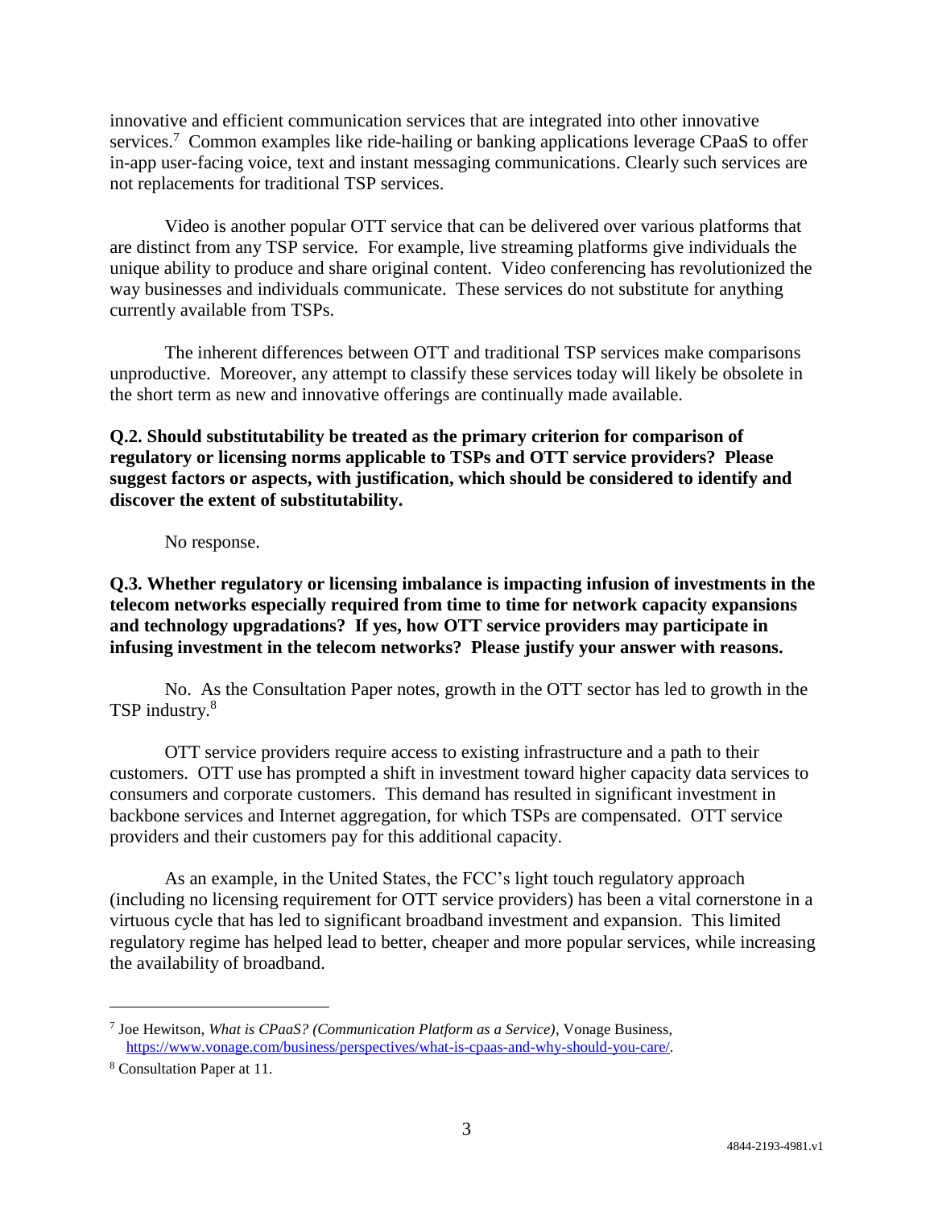innovative and efficient communication services that are integrated into other innovative services.[7] Common examples like ride-hailing or banking applications leverage CPaaS to offer in-app user-facing voice, text and instant messaging communications. Clearly such services are not replacements for traditional TSP services.

Video is another popular OTT service that can be delivered over various platforms that are distinct from any TSP service. For example, live streaming platforms give individuals the unique ability to produce and share original content. Video conferencing has revolutionized the way businesses and individuals communicate. These services do not substitute for anything currently available from TSPs.

The inherent differences between OTT and traditional TSP services make comparisons unproductive. Moreover, any attempt to classify these services today will likely be obsolete in the short term as new and innovative offerings are continually made available.

**Q.2. Should substitutability be treated as the primary criterion for comparison of regulatory or licensing norms applicable to TSPs and OTT service providers? Please suggest factors or aspects, with justification, which should be considered to identify and discover the extent of substitutability.**

No response.

**Q.3. Whether regulatory or licensing imbalance is impacting infusion of investments in the telecom networks especially required from time to time for network capacity expansions and technology upgradations? If yes, how OTT service providers may participate in infusing investment in the telecom networks? Please justify your answer with reasons.**

No. As the Consultation Paper notes, growth in the OTT sector has led to growth in the TSP industry.[8]

OTT service providers require access to existing infrastructure and a path to their customers. OTT use has prompted a shift in investment toward higher capacity data services to consumers and corporate customers. This demand has resulted in significant investment in backbone services and Internet aggregation, for which TSPs are compensated. OTT service providers and their customers pay for this additional capacity.

As an example, in the United States, the FCC's light touch regulatory approach (including no licensing requirement for OTT service providers) has been a vital cornerstone in a virtuous cycle that has led to significant broadband investment and expansion. This limited regulatory regime has helped lead to better, cheaper and more popular services, while increasing the availability of broadband.

---

[7] Joe Hewitson, *What is CPaaS? (Communication Platform as a Service)*, Vonage Business, https://www.vonage.com/business/perspectives/what-is-cpaas-and-why-should-you-care/.

[8] Consultation Paper at 11.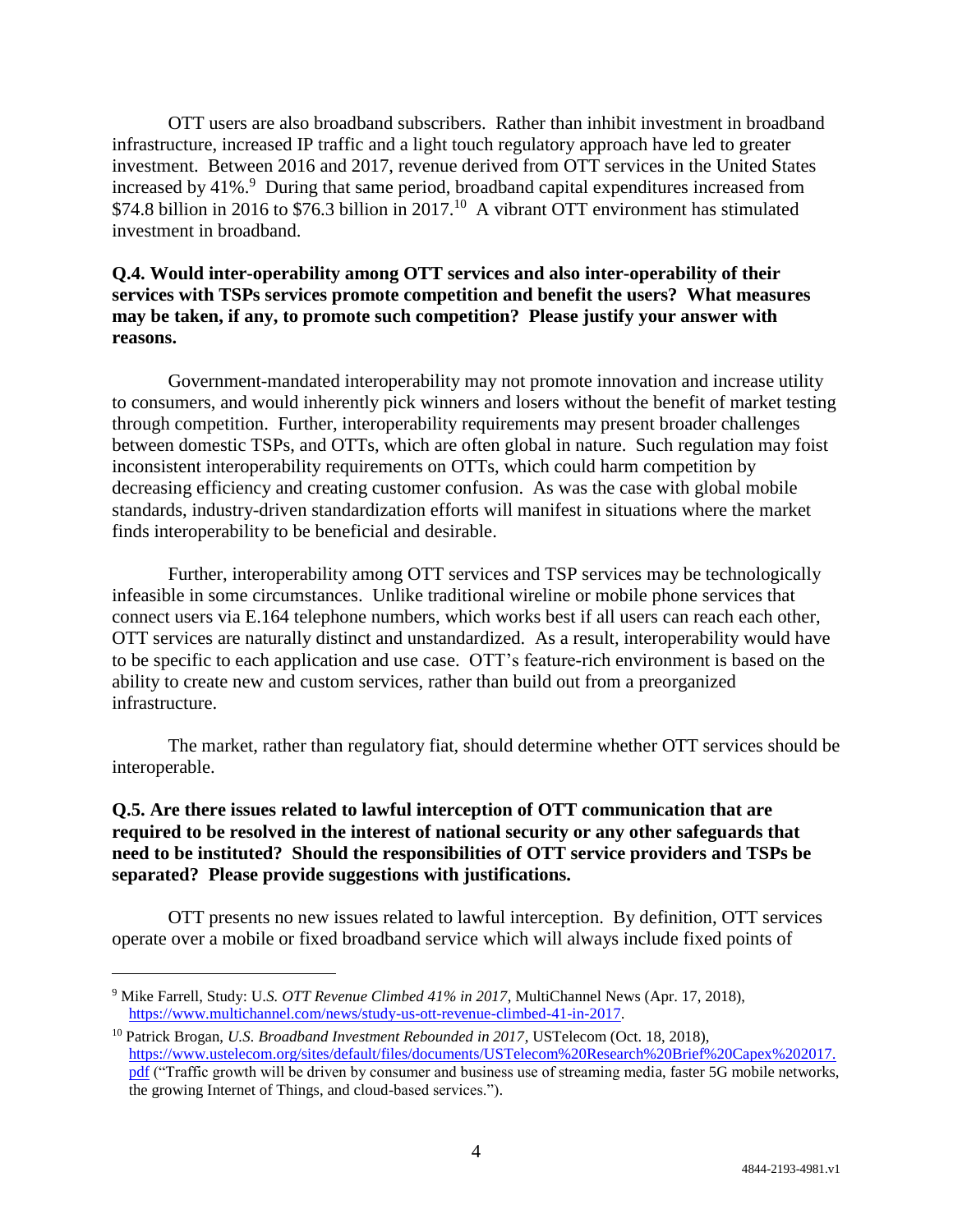OTT users are also broadband subscribers. Rather than inhibit investment in broadband infrastructure, increased IP traffic and a light touch regulatory approach have led to greater investment. Between 2016 and 2017, revenue derived from OTT services in the United States increased by 41%.[9] During that same period, broadband capital expenditures increased from $74.8 billion in 2016 to $76.3 billion in 2017.[10] A vibrant OTT environment has stimulated investment in broadband.

**Q.4. Would inter-operability among OTT services and also inter-operability of their services with TSPs services promote competition and benefit the users? What measures may be taken, if any, to promote such competition? Please justify your answer with reasons.**

Government-mandated interoperability may not promote innovation and increase utility to consumers, and would inherently pick winners and losers without the benefit of market testing through competition. Further, interoperability requirements may present broader challenges between domestic TSPs, and OTTs, which are often global in nature. Such regulation may foist inconsistent interoperability requirements on OTTs, which could harm competition by decreasing efficiency and creating customer confusion. As was the case with global mobile standards, industry-driven standardization efforts will manifest in situations where the market finds interoperability to be beneficial and desirable.

Further, interoperability among OTT services and TSP services may be technologically infeasible in some circumstances. Unlike traditional wireline or mobile phone services that connect users via E.164 telephone numbers, which works best if all users can reach each other, OTT services are naturally distinct and unstandardized. As a result, interoperability would have to be specific to each application and use case. OTT's feature-rich environment is based on the ability to create new and custom services, rather than build out from a preorganized infrastructure.

The market, rather than regulatory fiat, should determine whether OTT services should be interoperable.

**Q.5. Are there issues related to lawful interception of OTT communication that are required to be resolved in the interest of national security or any other safeguards that need to be instituted? Should the responsibilities of OTT service providers and TSPs be separated? Please provide suggestions with justifications.**

OTT presents no new issues related to lawful interception. By definition, OTT services operate over a mobile or fixed broadband service which will always include fixed points of

---

[9] Mike Farrell, Study: U.*S. OTT Revenue Climbed 41% in 2017*, MultiChannel News (Apr. 17, 2018), https://www.multichannel.com/news/study-us-ott-revenue-climbed-41-in-2017.

[10] Patrick Brogan, *U.S. Broadband Investment Rebounded in 2017*, USTelecom (Oct. 18, 2018), https://www.ustelecom.org/sites/default/files/documents/USTelecom%20Research%20Brief%20Capex%202017.pdf ("Traffic growth will be driven by consumer and business use of streaming media, faster 5G mobile networks, the growing Internet of Things, and cloud-based services.").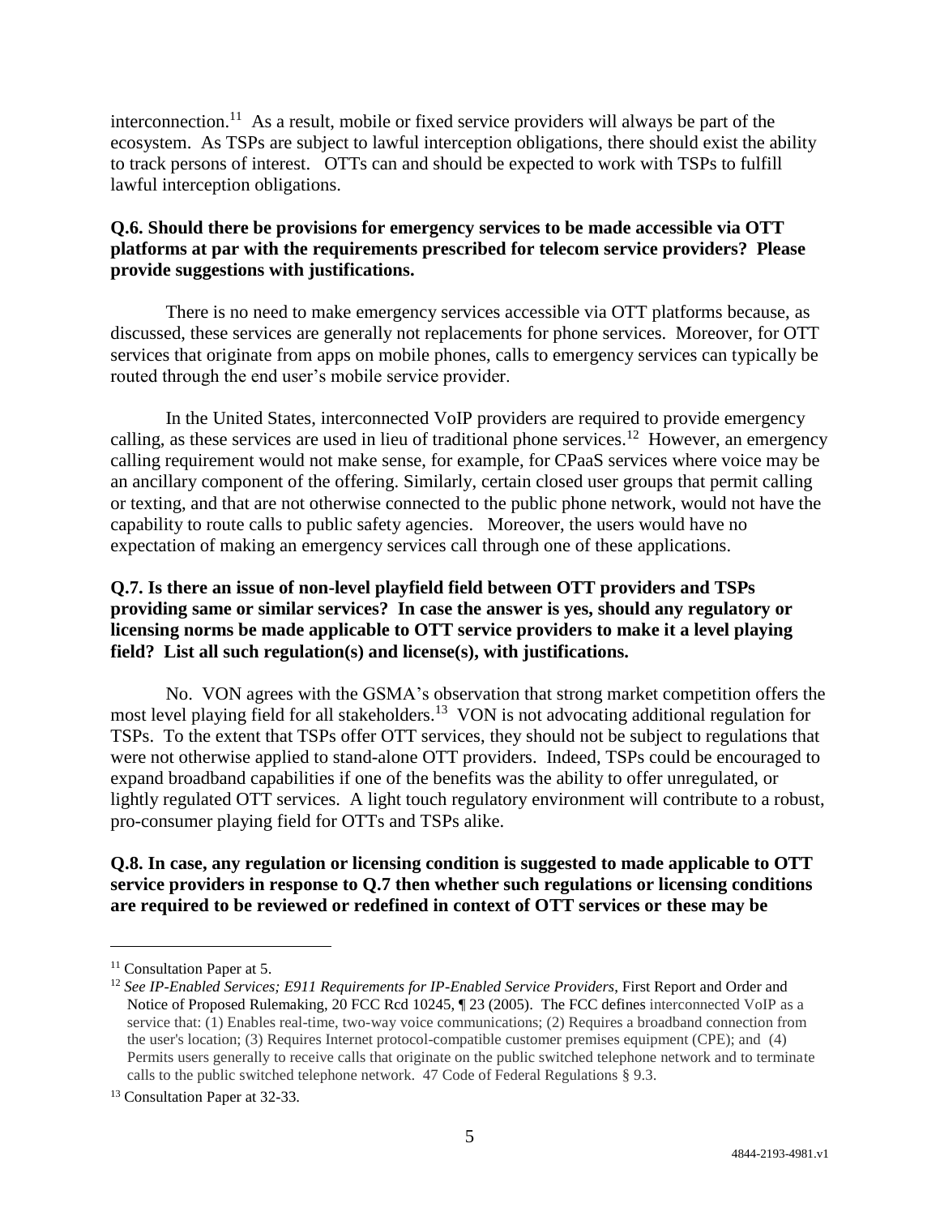interconnection.[11] As a result, mobile or fixed service providers will always be part of the ecosystem. As TSPs are subject to lawful interception obligations, there should exist the ability to track persons of interest. OTTs can and should be expected to work with TSPs to fulfill lawful interception obligations.

**Q.6. Should there be provisions for emergency services to be made accessible via OTT platforms at par with the requirements prescribed for telecom service providers? Please provide suggestions with justifications.**

There is no need to make emergency services accessible via OTT platforms because, as discussed, these services are generally not replacements for phone services. Moreover, for OTT services that originate from apps on mobile phones, calls to emergency services can typically be routed through the end user's mobile service provider.

In the United States, interconnected VoIP providers are required to provide emergency calling, as these services are used in lieu of traditional phone services.[12] However, an emergency calling requirement would not make sense, for example, for CPaaS services where voice may be an ancillary component of the offering. Similarly, certain closed user groups that permit calling or texting, and that are not otherwise connected to the public phone network, would not have the capability to route calls to public safety agencies. Moreover, the users would have no expectation of making an emergency services call through one of these applications.

**Q.7. Is there an issue of non-level playfield field between OTT providers and TSPs providing same or similar services? In case the answer is yes, should any regulatory or licensing norms be made applicable to OTT service providers to make it a level playing field? List all such regulation(s) and license(s), with justifications.**

No. VON agrees with the GSMA's observation that strong market competition offers the most level playing field for all stakeholders.[13] VON is not advocating additional regulation for TSPs. To the extent that TSPs offer OTT services, they should not be subject to regulations that were not otherwise applied to stand-alone OTT providers. Indeed, TSPs could be encouraged to expand broadband capabilities if one of the benefits was the ability to offer unregulated, or lightly regulated OTT services. A light touch regulatory environment will contribute to a robust, pro-consumer playing field for OTTs and TSPs alike.

**Q.8. In case, any regulation or licensing condition is suggested to made applicable to OTT service providers in response to Q.7 then whether such regulations or licensing conditions are required to be reviewed or redefined in context of OTT services or these may be**

---

[11] Consultation Paper at 5.

[12] *See IP-Enabled Services; E911 Requirements for IP-Enabled Service Providers*, First Report and Order and Notice of Proposed Rulemaking, 20 FCC Rcd 10245, ¶ 23 (2005). The FCC defines interconnected VoIP as a service that: (1) Enables real-time, two-way voice communications; (2) Requires a broadband connection from the user's location; (3) Requires Internet protocol-compatible customer premises equipment (CPE); and (4) Permits users generally to receive calls that originate on the public switched telephone network and to terminate calls to the public switched telephone network. 47 Code of Federal Regulations § 9.3.

[13] Consultation Paper at 32-33.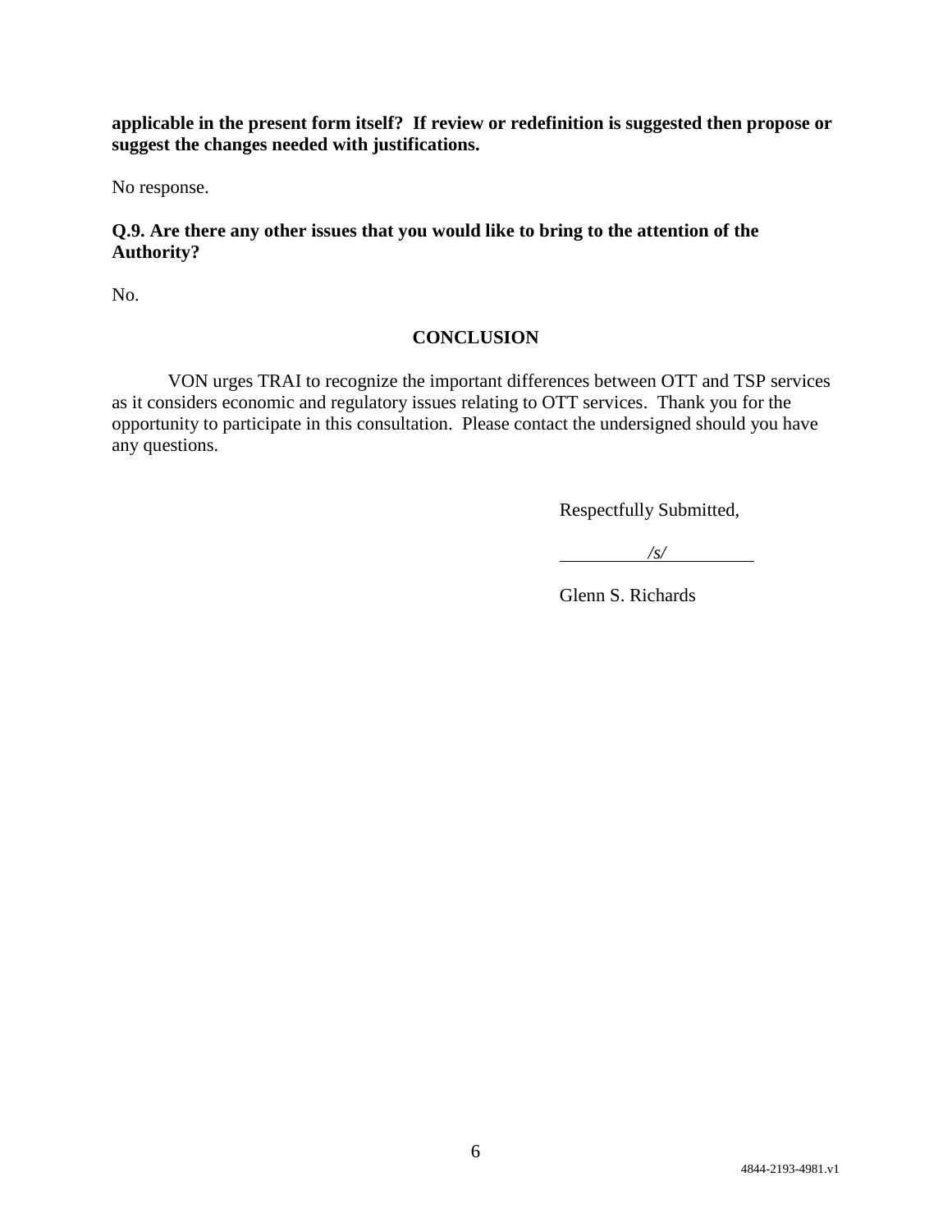**applicable in the present form itself? If review or redefinition is suggested then propose or suggest the changes needed with justifications.**

No response.

**Q.9. Are there any other issues that you would like to bring to the attention of the Authority?**

No.

## CONCLUSION

VON urges TRAI to recognize the important differences between OTT and TSP services as it considers economic and regulatory issues relating to OTT services. Thank you for the opportunity to participate in this consultation. Please contact the undersigned should you have any questions.

Respectfully Submitted,

*/s/*

Glenn S. Richards

4844-2193-4981.v1